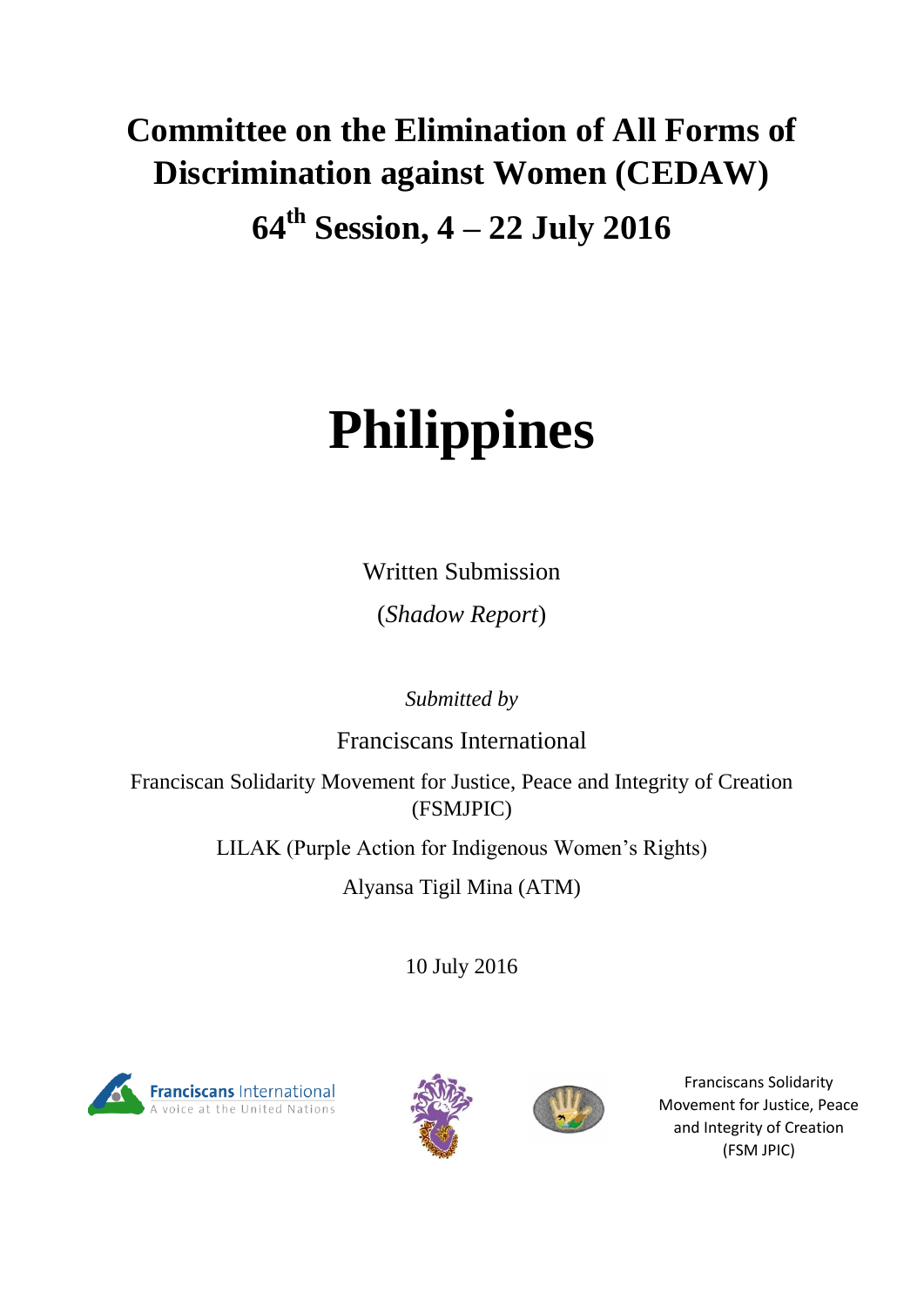# Committee on the Elimination of All Forms of Discrimination against Women (CEDAW)

## 64th Session, 4 – 22 July 2016

# Philippines

Written Submission

(*Shadow Report*)

*Submitted by*

Franciscans International

Franciscan Solidarity Movement for Justice, Peace and Integrity of Creation (FSMJPIC)

LILAK (Purple Action for Indigenous Women's Rights)

Alyansa Tigil Mina (ATM)

10 July 2016

Franciscans International
A voice at the United Nations

Franciscans Solidarity Movement for Justice, Peace and Integrity of Creation (FSM JPIC)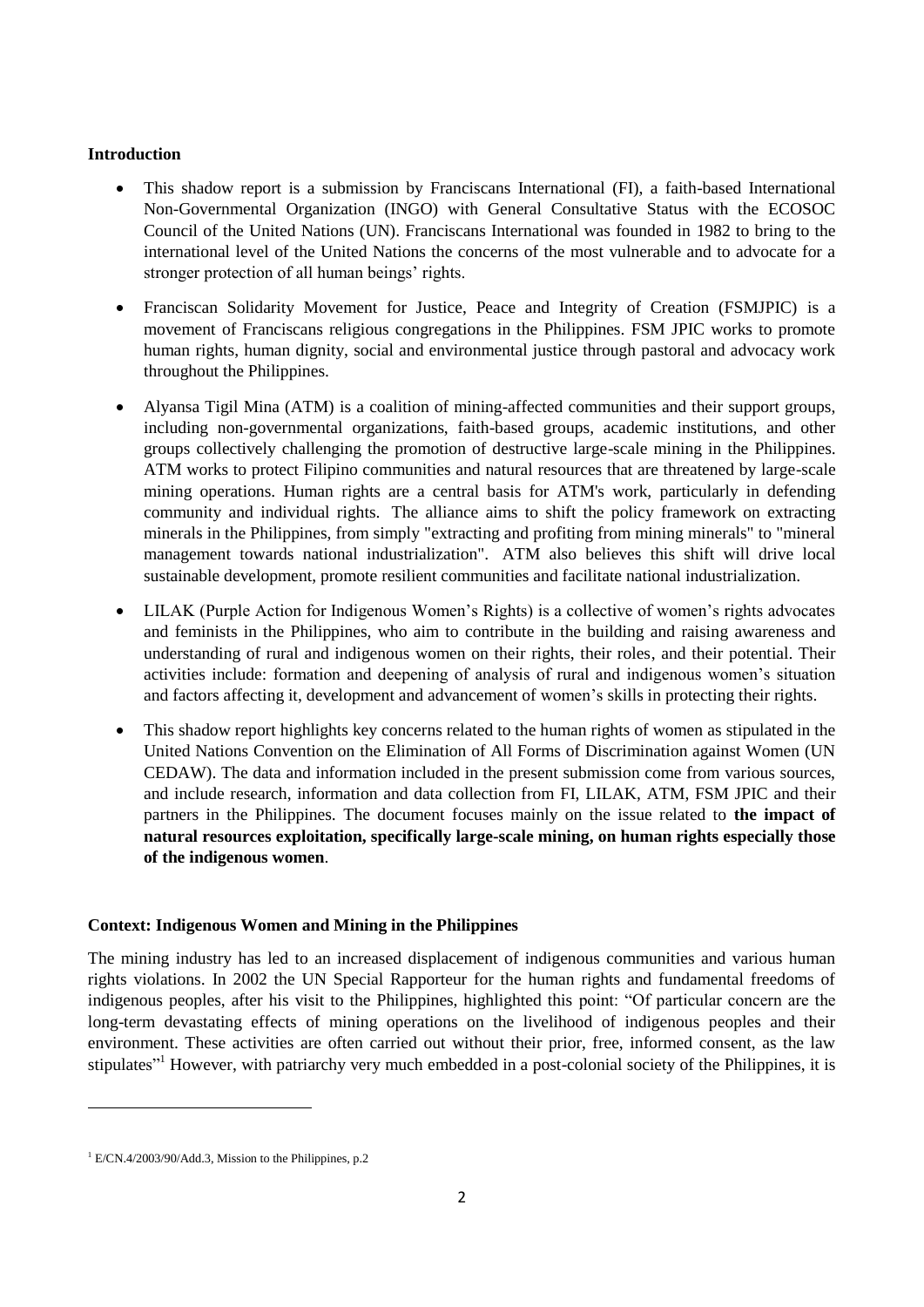**Introduction**

- This shadow report is a submission by Franciscans International (FI), a faith-based International Non-Governmental Organization (INGO) with General Consultative Status with the ECOSOC Council of the United Nations (UN). Franciscans International was founded in 1982 to bring to the international level of the United Nations the concerns of the most vulnerable and to advocate for a stronger protection of all human beings' rights.

- Franciscan Solidarity Movement for Justice, Peace and Integrity of Creation (FSMJPIC) is a movement of Franciscans religious congregations in the Philippines. FSM JPIC works to promote human rights, human dignity, social and environmental justice through pastoral and advocacy work throughout the Philippines.

- Alyansa Tigil Mina (ATM) is a coalition of mining-affected communities and their support groups, including non-governmental organizations, faith-based groups, academic institutions, and other groups collectively challenging the promotion of destructive large-scale mining in the Philippines. ATM works to protect Filipino communities and natural resources that are threatened by large-scale mining operations. Human rights are a central basis for ATM's work, particularly in defending community and individual rights. The alliance aims to shift the policy framework on extracting minerals in the Philippines, from simply "extracting and profiting from mining minerals" to "mineral management towards national industrialization". ATM also believes this shift will drive local sustainable development, promote resilient communities and facilitate national industrialization.

- LILAK (Purple Action for Indigenous Women's Rights) is a collective of women's rights advocates and feminists in the Philippines, who aim to contribute in the building and raising awareness and understanding of rural and indigenous women on their rights, their roles, and their potential. Their activities include: formation and deepening of analysis of rural and indigenous women's situation and factors affecting it, development and advancement of women's skills in protecting their rights.

- This shadow report highlights key concerns related to the human rights of women as stipulated in the United Nations Convention on the Elimination of All Forms of Discrimination against Women (UN CEDAW). The data and information included in the present submission come from various sources, and include research, information and data collection from FI, LILAK, ATM, FSM JPIC and their partners in the Philippines. The document focuses mainly on the issue related to **the impact of natural resources exploitation, specifically large-scale mining, on human rights especially those of the indigenous women**.

**Context: Indigenous Women and Mining in the Philippines**

The mining industry has led to an increased displacement of indigenous communities and various human rights violations. In 2002 the UN Special Rapporteur for the human rights and fundamental freedoms of indigenous peoples, after his visit to the Philippines, highlighted this point: "Of particular concern are the long-term devastating effects of mining operations on the livelihood of indigenous peoples and their environment. These activities are often carried out without their prior, free, informed consent, as the law stipulates"[1] However, with patriarchy very much embedded in a post-colonial society of the Philippines, it is

[1] E/CN.4/2003/90/Add.3, Mission to the Philippines, p.2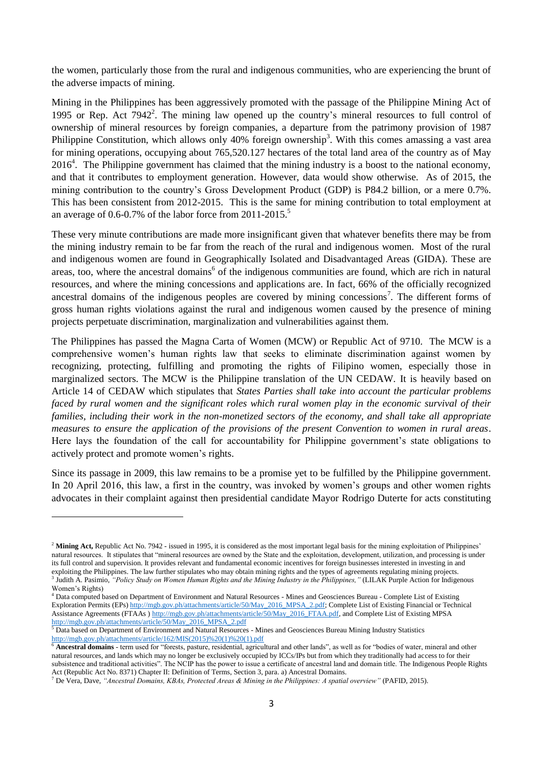the women, particularly those from the rural and indigenous communities, who are experiencing the brunt of the adverse impacts of mining.

Mining in the Philippines has been aggressively promoted with the passage of the Philippine Mining Act of 1995 or Rep. Act 7942[2]. The mining law opened up the country's mineral resources to full control of ownership of mineral resources by foreign companies, a departure from the patrimony provision of 1987 Philippine Constitution, which allows only 40% foreign ownership[3]. With this comes amassing a vast area for mining operations, occupying about 765,520.127 hectares of the total land area of the country as of May 2016[4]. The Philippine government has claimed that the mining industry is a boost to the national economy, and that it contributes to employment generation. However, data would show otherwise. As of 2015, the mining contribution to the country's Gross Development Product (GDP) is P84.2 billion, or a mere 0.7%. This has been consistent from 2012-2015. This is the same for mining contribution to total employment at an average of 0.6-0.7% of the labor force from 2011-2015.[5]

These very minute contributions are made more insignificant given that whatever benefits there may be from the mining industry remain to be far from the reach of the rural and indigenous women. Most of the rural and indigenous women are found in Geographically Isolated and Disadvantaged Areas (GIDA). These are areas, too, where the ancestral domains[6] of the indigenous communities are found, which are rich in natural resources, and where the mining concessions and applications are. In fact, 66% of the officially recognized ancestral domains of the indigenous peoples are covered by mining concessions[7]. The different forms of gross human rights violations against the rural and indigenous women caused by the presence of mining projects perpetuate discrimination, marginalization and vulnerabilities against them.

The Philippines has passed the Magna Carta of Women (MCW) or Republic Act of 9710. The MCW is a comprehensive women's human rights law that seeks to eliminate discrimination against women by recognizing, protecting, fulfilling and promoting the rights of Filipino women, especially those in marginalized sectors. The MCW is the Philippine translation of the UN CEDAW. It is heavily based on Article 14 of CEDAW which stipulates that *States Parties shall take into account the particular problems faced by rural women and the significant roles which rural women play in the economic survival of their families, including their work in the non-monetized sectors of the economy, and shall take all appropriate measures to ensure the application of the provisions of the present Convention to women in rural areas*. Here lays the foundation of the call for accountability for Philippine government's state obligations to actively protect and promote women's rights.

Since its passage in 2009, this law remains to be a promise yet to be fulfilled by the Philippine government. In 20 April 2016, this law, a first in the country, was invoked by women's groups and other women rights advocates in their complaint against then presidential candidate Mayor Rodrigo Duterte for acts constituting

---

[2] **Mining Act,** Republic Act No. 7942 - issued in 1995, it is considered as the most important legal basis for the mining exploitation of Philippines' natural resources. It stipulates that "mineral resources are owned by the State and the exploitation, development, utilization, and processing is under its full control and supervision. It provides relevant and fundamental economic incentives for foreign businesses interested in investing in and exploiting the Philippines. The law further stipulates who may obtain mining rights and the types of agreements regulating mining projects.

[3] Judith A. Pasimio, *"Policy Study on Women Human Rights and the Mining Industry in the Philippines,"* (LILAK Purple Action for Indigenous Women's Rights)

[4] Data computed based on Department of Environment and Natural Resources - Mines and Geosciences Bureau - Complete List of Existing Exploration Permits (EPs) http://mgb.gov.ph/attachments/article/50/May_2016_MPSA_2.pdf; Complete List of Existing Financial or Technical Assistance Agreements (FTAAs ) http://mgb.gov.ph/attachments/article/50/May_2016_FTAA.pdf, and Complete List of Existing MPSA http://mgb.gov.ph/attachments/article/50/May_2016_MPSA_2.pdf

[5] Data based on Department of Environment and Natural Resources - Mines and Geosciences Bureau Mining Industry Statistics http://mgb.gov.ph/attachments/article/162/MIS(2015)%20(1)%20(1).pdf

[6] **Ancestral domains** - term used for "forests, pasture, residential, agricultural and other lands", as well as for "bodies of water, mineral and other natural resources, and lands which may no longer be exclusively occupied by ICCs/IPs but from which they traditionally had access to for their subsistence and traditional activities". The NCIP has the power to issue a certificate of ancestral land and domain title. The Indigenous People Rights Act (Republic Act No. 8371) Chapter II: Definition of Terms, Section 3, para. a) Ancestral Domains.

[7] De Vera, Dave, *"Ancestral Domains, KBAs, Protected Areas & Mining in the Philippines: A spatial overview"* (PAFID, 2015).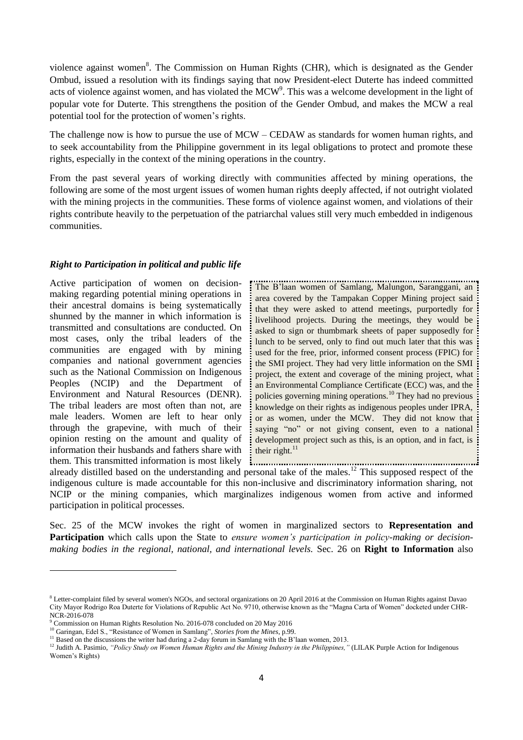violence against women[8]. The Commission on Human Rights (CHR), which is designated as the Gender Ombud, issued a resolution with its findings saying that now President-elect Duterte has indeed committed acts of violence against women, and has violated the MCW[9]. This was a welcome development in the light of popular vote for Duterte. This strengthens the position of the Gender Ombud, and makes the MCW a real potential tool for the protection of women's rights.

The challenge now is how to pursue the use of MCW – CEDAW as standards for women human rights, and to seek accountability from the Philippine government in its legal obligations to protect and promote these rights, especially in the context of the mining operations in the country.

From the past several years of working directly with communities affected by mining operations, the following are some of the most urgent issues of women human rights deeply affected, if not outright violated with the mining projects in the communities. These forms of violence against women, and violations of their rights contribute heavily to the perpetuation of the patriarchal values still very much embedded in indigenous communities.

### *Right to Participation in political and public life*

Active participation of women on decision-making regarding potential mining operations in their ancestral domains is being systematically shunned by the manner in which information is transmitted and consultations are conducted. On most cases, only the tribal leaders of the communities are engaged with by mining companies and national government agencies such as the National Commission on Indigenous Peoples (NCIP) and the Department of Environment and Natural Resources (DENR). The tribal leaders are most often than not, are male leaders. Women are left to hear only through the grapevine, with much of their opinion resting on the amount and quality of information their husbands and fathers share with them. This transmitted information is most likely already distilled based on the understanding and personal take of the males.[12] This supposed respect of the indigenous culture is made accountable for this non-inclusive and discriminatory information sharing, not NCIP or the mining companies, which marginalizes indigenous women from active and informed participation in political processes.

> The B'laan women of Samlang, Malungon, Saranggani, an area covered by the Tampakan Copper Mining project said that they were asked to attend meetings, purportedly for livelihood projects. During the meetings, they would be asked to sign or thumbmark sheets of paper supposedly for lunch to be served, only to find out much later that this was used for the free, prior, informed consent process (FPIC) for the SMI project. They had very little information on the SMI project, the extent and coverage of the mining project, what an Environmental Compliance Certificate (ECC) was, and the policies governing mining operations.[10] They had no previous knowledge on their rights as indigenous peoples under IPRA, or as women, under the MCW. They did not know that saying "no" or not giving consent, even to a national development project such as this, is an option, and in fact, is their right.[11]

Sec. 25 of the MCW invokes the right of women in marginalized sectors to **Representation and Participation** which calls upon the State to *ensure women's participation in policy-making or decision-making bodies in the regional, national, and international levels.* Sec. 26 on **Right to Information** also

---

[8] Letter-complaint filed by several women's NGOs, and sectoral organizations on 20 April 2016 at the Commission on Human Rights against Davao City Mayor Rodrigo Roa Duterte for Violations of Republic Act No. 9710, otherwise known as the "Magna Carta of Women" docketed under CHR-NCR-2016-078

[9] Commission on Human Rights Resolution No. 2016-078 concluded on 20 May 2016

[10] Garingan, Edel S., "Resistance of Women in Samlang", *Stories from the Mines*, p.99.

[11] Based on the discussions the writer had during a 2-day forum in Samlang with the B'laan women, 2013.

[12] Judith A. Pasimio, *"Policy Study on Women Human Rights and the Mining Industry in the Philippines,"* (LILAK Purple Action for Indigenous Women's Rights)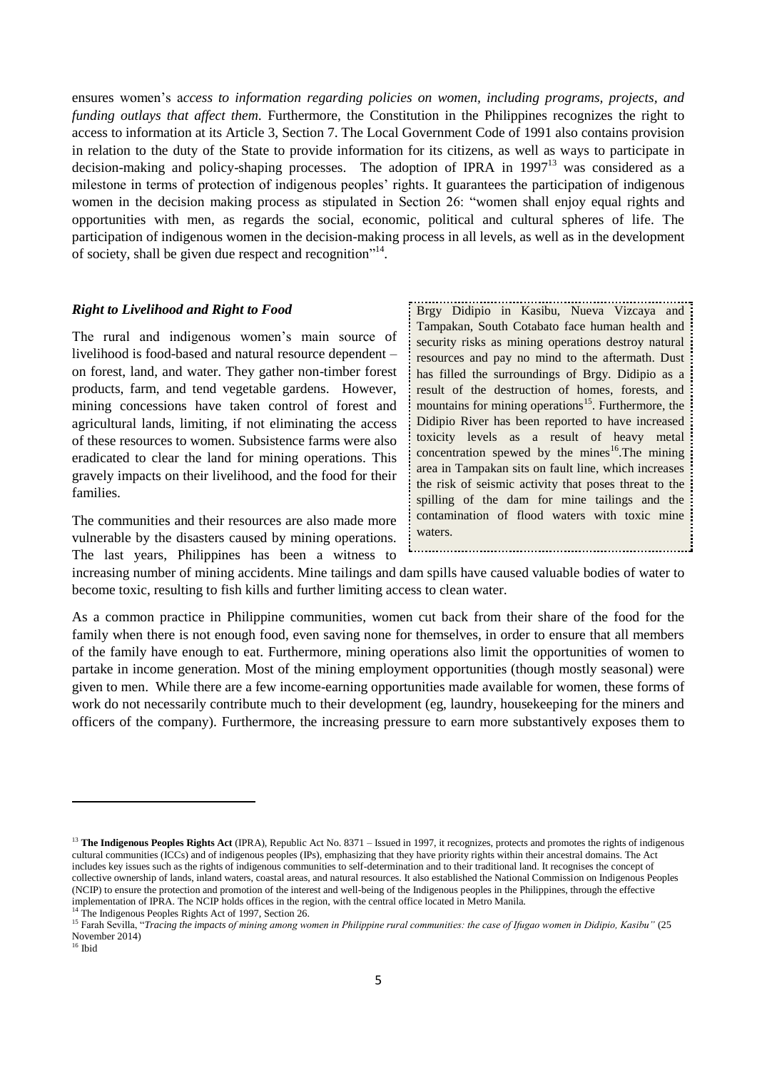ensures women's a*ccess to information regarding policies on women, including programs, projects, and funding outlays that affect them.* Furthermore, the Constitution in the Philippines recognizes the right to access to information at its Article 3, Section 7. The Local Government Code of 1991 also contains provision in relation to the duty of the State to provide information for its citizens, as well as ways to participate in decision-making and policy-shaping processes. The adoption of IPRA in 1997[13] was considered as a milestone in terms of protection of indigenous peoples' rights. It guarantees the participation of indigenous women in the decision making process as stipulated in Section 26: "women shall enjoy equal rights and opportunities with men, as regards the social, economic, political and cultural spheres of life. The participation of indigenous women in the decision-making process in all levels, as well as in the development of society, shall be given due respect and recognition"[14].

### *Right to Livelihood and Right to Food*

The rural and indigenous women's main source of livelihood is food-based and natural resource dependent – on forest, land, and water. They gather non-timber forest products, farm, and tend vegetable gardens. However, mining concessions have taken control of forest and agricultural lands, limiting, if not eliminating the access of these resources to women. Subsistence farms were also eradicated to clear the land for mining operations. This gravely impacts on their livelihood, and the food for their families.

> Brgy Didipio in Kasibu, Nueva Vizcaya and Tampakan, South Cotabato face human health and security risks as mining operations destroy natural resources and pay no mind to the aftermath. Dust has filled the surroundings of Brgy. Didipio as a result of the destruction of homes, forests, and mountains for mining operations[15]. Furthermore, the Didipio River has been reported to have increased toxicity levels as a result of heavy metal concentration spewed by the mines[16].The mining area in Tampakan sits on fault line, which increases the risk of seismic activity that poses threat to the spilling of the dam for mine tailings and the contamination of flood waters with toxic mine waters.

The communities and their resources are also made more vulnerable by the disasters caused by mining operations. The last years, Philippines has been a witness to increasing number of mining accidents. Mine tailings and dam spills have caused valuable bodies of water to become toxic, resulting to fish kills and further limiting access to clean water.

As a common practice in Philippine communities, women cut back from their share of the food for the family when there is not enough food, even saving none for themselves, in order to ensure that all members of the family have enough to eat. Furthermore, mining operations also limit the opportunities of women to partake in income generation. Most of the mining employment opportunities (though mostly seasonal) were given to men. While there are a few income-earning opportunities made available for women, these forms of work do not necessarily contribute much to their development (eg, laundry, housekeeping for the miners and officers of the company). Furthermore, the increasing pressure to earn more substantively exposes them to

---

[13] **The Indigenous Peoples Rights Act** (IPRA), Republic Act No. 8371 – Issued in 1997, it recognizes, protects and promotes the rights of indigenous cultural communities (ICCs) and of indigenous peoples (IPs), emphasizing that they have priority rights within their ancestral domains. The Act includes key issues such as the rights of indigenous communities to self-determination and to their traditional land. It recognises the concept of collective ownership of lands, inland waters, coastal areas, and natural resources. It also established the National Commission on Indigenous Peoples (NCIP) to ensure the protection and promotion of the interest and well-being of the Indigenous peoples in the Philippines, through the effective implementation of IPRA. The NCIP holds offices in the region, with the central office located in Metro Manila.

[14] The Indigenous Peoples Rights Act of 1997, Section 26.

[15] Farah Sevilla, "*Tracing the impacts of mining among women in Philippine rural communities: the case of Ifugao women in Didipio, Kasibu"* (25 November 2014)

[16] Ibid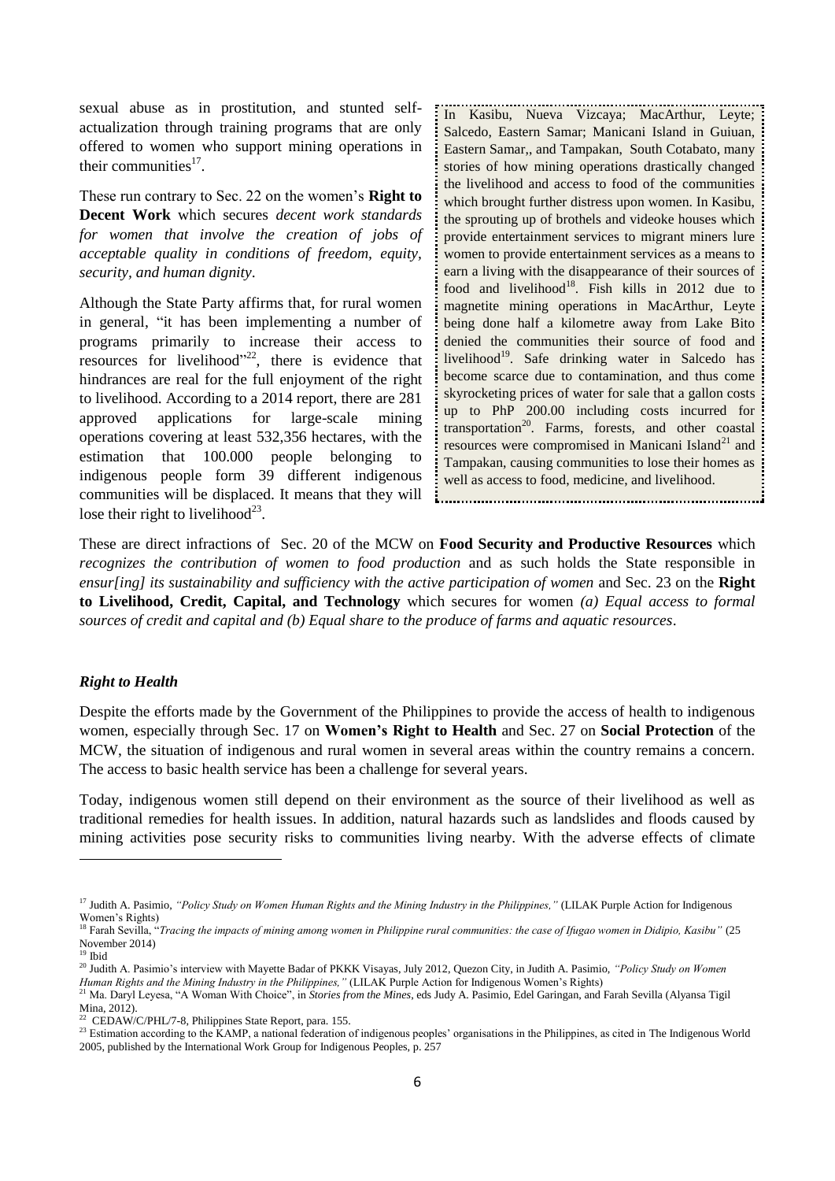sexual abuse as in prostitution, and stunted self-actualization through training programs that are only offered to women who support mining operations in their communities[17].

These run contrary to Sec. 22 on the women's **Right to Decent Work** which secures *decent work standards for women that involve the creation of jobs of acceptable quality in conditions of freedom, equity, security, and human dignity*.

Although the State Party affirms that, for rural women in general, "it has been implementing a number of programs primarily to increase their access to resources for livelihood"[22], there is evidence that hindrances are real for the full enjoyment of the right to livelihood. According to a 2014 report, there are 281 approved applications for large-scale mining operations covering at least 532,356 hectares, with the estimation that 100.000 people belonging to indigenous people form 39 different indigenous communities will be displaced. It means that they will lose their right to livelihood[23].

In Kasibu, Nueva Vizcaya; MacArthur, Leyte; Salcedo, Eastern Samar; Manicani Island in Guiuan, Eastern Samar,, and Tampakan, South Cotabato, many stories of how mining operations drastically changed the livelihood and access to food of the communities which brought further distress upon women. In Kasibu, the sprouting up of brothels and videoke houses which provide entertainment services to migrant miners lure women to provide entertainment services as a means to earn a living with the disappearance of their sources of food and livelihood[18]. Fish kills in 2012 due to magnetite mining operations in MacArthur, Leyte being done half a kilometre away from Lake Bito denied the communities their source of food and livelihood[19]. Safe drinking water in Salcedo has become scarce due to contamination, and thus come skyrocketing prices of water for sale that a gallon costs up to PhP 200.00 including costs incurred for transportation[20]. Farms, forests, and other coastal resources were compromised in Manicani Island[21] and Tampakan, causing communities to lose their homes as well as access to food, medicine, and livelihood.

These are direct infractions of Sec. 20 of the MCW on **Food Security and Productive Resources** which *recognizes the contribution of women to food production* and as such holds the State responsible in *ensur[ing] its sustainability and sufficiency with the active participation of women* and Sec. 23 on the **Right to Livelihood, Credit, Capital, and Technology** which secures for women *(a) Equal access to formal sources of credit and capital and (b) Equal share to the produce of farms and aquatic resources*.

### *Right to Health*

Despite the efforts made by the Government of the Philippines to provide the access of health to indigenous women, especially through Sec. 17 on **Women's Right to Health** and Sec. 27 on **Social Protection** of the MCW, the situation of indigenous and rural women in several areas within the country remains a concern. The access to basic health service has been a challenge for several years.

Today, indigenous women still depend on their environment as the source of their livelihood as well as traditional remedies for health issues. In addition, natural hazards such as landslides and floods caused by mining activities pose security risks to communities living nearby. With the adverse effects of climate

---

[17] Judith A. Pasimio, *"Policy Study on Women Human Rights and the Mining Industry in the Philippines,"* (LILAK Purple Action for Indigenous Women's Rights)

[18] Farah Sevilla, "*Tracing the impacts of mining among women in Philippine rural communities: the case of Ifugao women in Didipio, Kasibu"* (25 November 2014)

[19] Ibid

[20] Judith A. Pasimio's interview with Mayette Badar of PKKK Visayas, July 2012, Quezon City, in Judith A. Pasimio, *"Policy Study on Women Human Rights and the Mining Industry in the Philippines,"* (LILAK Purple Action for Indigenous Women's Rights)

[21] Ma. Daryl Leyesa, "A Woman With Choice", in *Stories from the Mines*, eds Judy A. Pasimio, Edel Garingan, and Farah Sevilla (Alyansa Tigil Mina, 2012).

[22] CEDAW/C/PHL/7-8, Philippines State Report, para. 155.

[23] Estimation according to the KAMP, a national federation of indigenous peoples' organisations in the Philippines, as cited in The Indigenous World 2005, published by the International Work Group for Indigenous Peoples, p. 257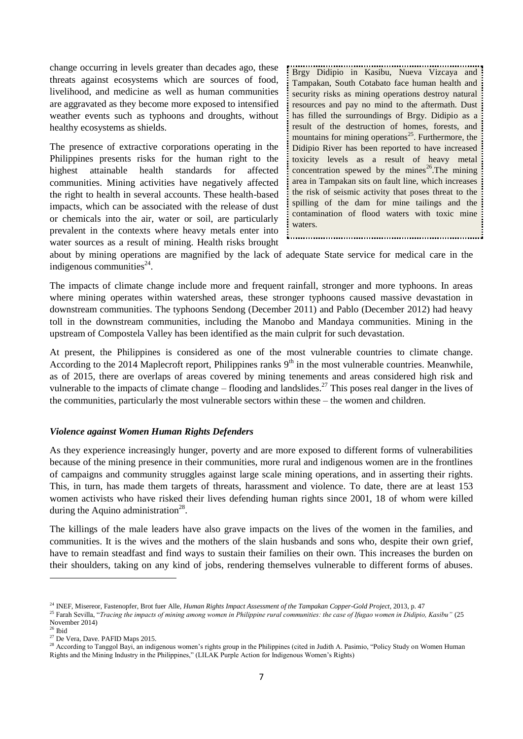change occurring in levels greater than decades ago, these threats against ecosystems which are sources of food, livelihood, and medicine as well as human communities are aggravated as they become more exposed to intensified weather events such as typhoons and droughts, without healthy ecosystems as shields.

The presence of extractive corporations operating in the Philippines presents risks for the human right to the highest attainable health standards for affected communities. Mining activities have negatively affected the right to health in several accounts. These health-based impacts, which can be associated with the release of dust or chemicals into the air, water or soil, are particularly prevalent in the contexts where heavy metals enter into water sources as a result of mining. Health risks brought about by mining operations are magnified by the lack of adequate State service for medical care in the indigenous communities[24].

> Brgy Didipio in Kasibu, Nueva Vizcaya and Tampakan, South Cotabato face human health and security risks as mining operations destroy natural resources and pay no mind to the aftermath. Dust has filled the surroundings of Brgy. Didipio as a result of the destruction of homes, forests, and mountains for mining operations[25]. Furthermore, the Didipio River has been reported to have increased toxicity levels as a result of heavy metal concentration spewed by the mines[26].The mining area in Tampakan sits on fault line, which increases the risk of seismic activity that poses threat to the spilling of the dam for mine tailings and the contamination of flood waters with toxic mine waters.

The impacts of climate change include more and frequent rainfall, stronger and more typhoons. In areas where mining operates within watershed areas, these stronger typhoons caused massive devastation in downstream communities. The typhoons Sendong (December 2011) and Pablo (December 2012) had heavy toll in the downstream communities, including the Manobo and Mandaya communities. Mining in the upstream of Compostela Valley has been identified as the main culprit for such devastation.

At present, the Philippines is considered as one of the most vulnerable countries to climate change. According to the 2014 Maplecroft report, Philippines ranks 9th in the most vulnerable countries. Meanwhile, as of 2015, there are overlaps of areas covered by mining tenements and areas considered high risk and vulnerable to the impacts of climate change – flooding and landslides.[27] This poses real danger in the lives of the communities, particularly the most vulnerable sectors within these – the women and children.

***Violence against Women Human Rights Defenders***

As they experience increasingly hunger, poverty and are more exposed to different forms of vulnerabilities because of the mining presence in their communities, more rural and indigenous women are in the frontlines of campaigns and community struggles against large scale mining operations, and in asserting their rights. This, in turn, has made them targets of threats, harassment and violence. To date, there are at least 153 women activists who have risked their lives defending human rights since 2001, 18 of whom were killed during the Aquino administration[28].

The killings of the male leaders have also grave impacts on the lives of the women in the families, and communities. It is the wives and the mothers of the slain husbands and sons who, despite their own grief, have to remain steadfast and find ways to sustain their families on their own. This increases the burden on their shoulders, taking on any kind of jobs, rendering themselves vulnerable to different forms of abuses.

---

[24] INEF, Misereor, Fastenopfer, Brot fuer Alle, *Human Rights Impact Assessment of the Tampakan Copper-Gold Project*, 2013, p. 47

[25] Farah Sevilla, "*Tracing the impacts of mining among women in Philippine rural communities: the case of Ifugao women in Didipio, Kasibu*" (25 November 2014)

[26] Ibid

[27] De Vera, Dave. PAFID Maps 2015.

[28] According to Tanggol Bayi, an indigenous women's rights group in the Philippines (cited in Judith A. Pasimio, "Policy Study on Women Human Rights and the Mining Industry in the Philippines," (LILAK Purple Action for Indigenous Women's Rights)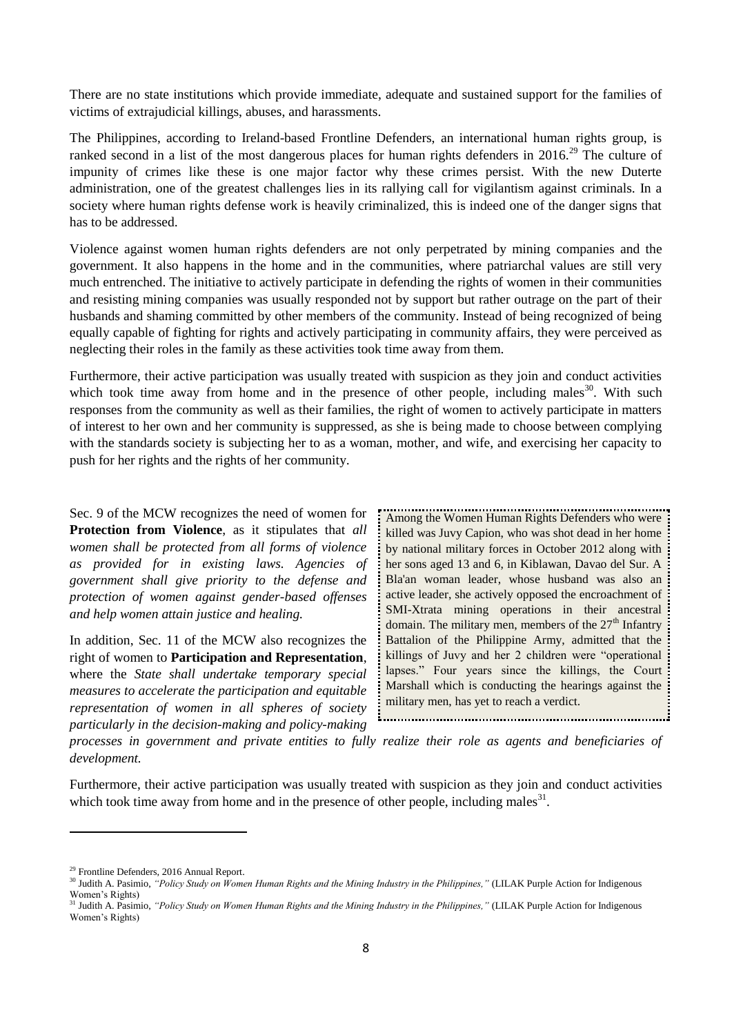There are no state institutions which provide immediate, adequate and sustained support for the families of victims of extrajudicial killings, abuses, and harassments.

The Philippines, according to Ireland-based Frontline Defenders, an international human rights group, is ranked second in a list of the most dangerous places for human rights defenders in 2016.[29] The culture of impunity of crimes like these is one major factor why these crimes persist. With the new Duterte administration, one of the greatest challenges lies in its rallying call for vigilantism against criminals. In a society where human rights defense work is heavily criminalized, this is indeed one of the danger signs that has to be addressed.

Violence against women human rights defenders are not only perpetrated by mining companies and the government. It also happens in the home and in the communities, where patriarchal values are still very much entrenched. The initiative to actively participate in defending the rights of women in their communities and resisting mining companies was usually responded not by support but rather outrage on the part of their husbands and shaming committed by other members of the community. Instead of being recognized of being equally capable of fighting for rights and actively participating in community affairs, they were perceived as neglecting their roles in the family as these activities took time away from them.

Furthermore, their active participation was usually treated with suspicion as they join and conduct activities which took time away from home and in the presence of other people, including males[30]. With such responses from the community as well as their families, the right of women to actively participate in matters of interest to her own and her community is suppressed, as she is being made to choose between complying with the standards society is subjecting her to as a woman, mother, and wife, and exercising her capacity to push for her rights and the rights of her community.

Sec. 9 of the MCW recognizes the need of women for **Protection from Violence**, as it stipulates that *all women shall be protected from all forms of violence as provided for in existing laws. Agencies of government shall give priority to the defense and protection of women against gender-based offenses and help women attain justice and healing.*

In addition, Sec. 11 of the MCW also recognizes the right of women to **Participation and Representation**, where the *State shall undertake temporary special measures to accelerate the participation and equitable representation of women in all spheres of society particularly in the decision-making and policy-making processes in government and private entities to fully realize their role as agents and beneficiaries of development.*

> Among the Women Human Rights Defenders who were killed was Juvy Capion, who was shot dead in her home by national military forces in October 2012 along with her sons aged 13 and 6, in Kiblawan, Davao del Sur. A Bla'an woman leader, whose husband was also an active leader, she actively opposed the encroachment of SMI-Xtrata mining operations in their ancestral domain. The military men, members of the 27th Infantry Battalion of the Philippine Army, admitted that the killings of Juvy and her 2 children were "operational lapses." Four years since the killings, the Court Marshall which is conducting the hearings against the military men, has yet to reach a verdict.

Furthermore, their active participation was usually treated with suspicion as they join and conduct activities which took time away from home and in the presence of other people, including males[31].

---

[29] Frontline Defenders, 2016 Annual Report.

[30] Judith A. Pasimio, *"Policy Study on Women Human Rights and the Mining Industry in the Philippines,"* (LILAK Purple Action for Indigenous Women's Rights)

[31] Judith A. Pasimio, *"Policy Study on Women Human Rights and the Mining Industry in the Philippines,"* (LILAK Purple Action for Indigenous Women's Rights)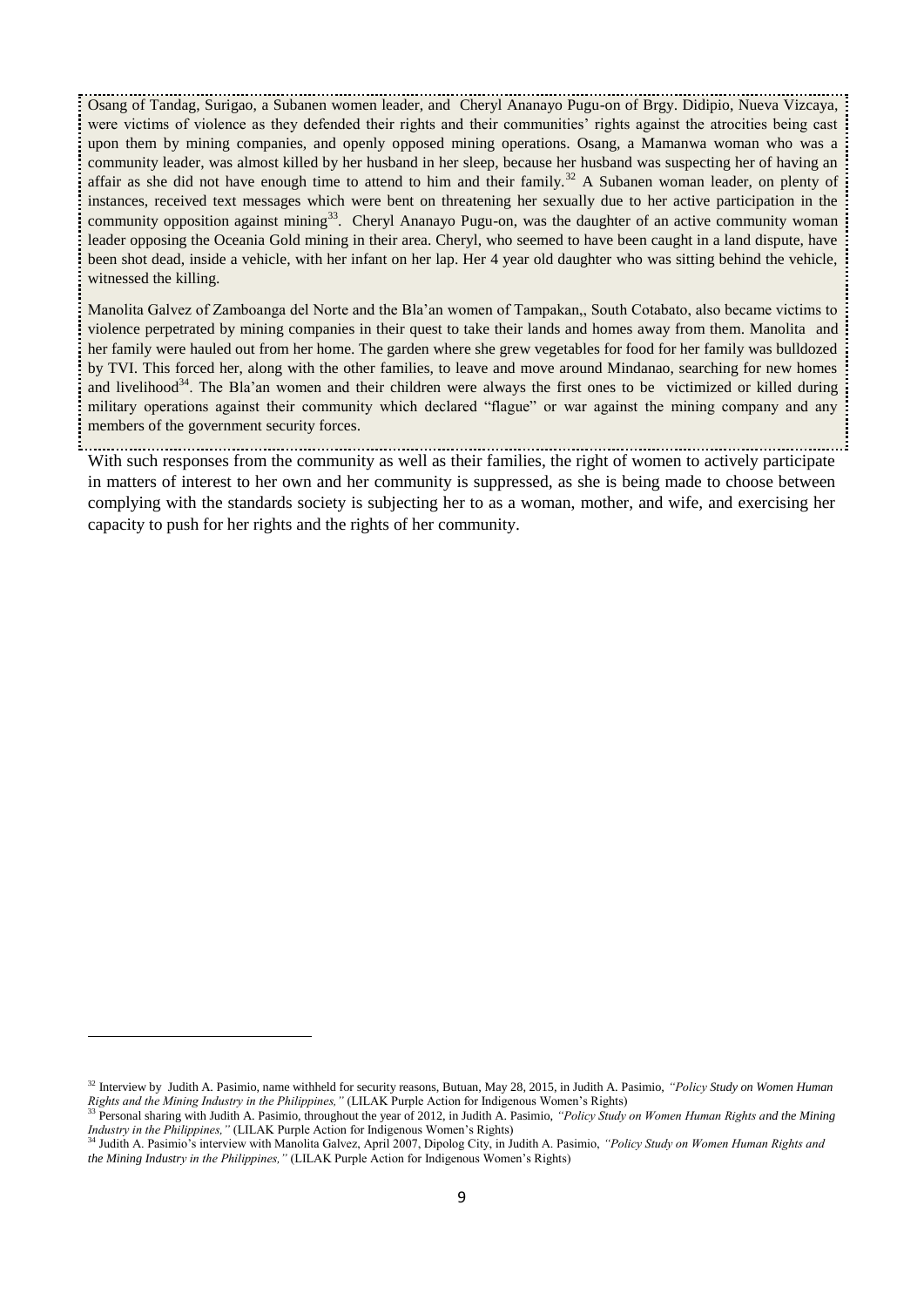Osang of Tandag, Surigao, a Subanen women leader, and Cheryl Ananayo Pugu-on of Brgy. Didipio, Nueva Vizcaya, were victims of violence as they defended their rights and their communities' rights against the atrocities being cast upon them by mining companies, and openly opposed mining operations. Osang, a Mamanwa woman who was a community leader, was almost killed by her husband in her sleep, because her husband was suspecting her of having an affair as she did not have enough time to attend to him and their family.[32] A Subanen woman leader, on plenty of instances, received text messages which were bent on threatening her sexually due to her active participation in the community opposition against mining[33]. Cheryl Ananayo Pugu-on, was the daughter of an active community woman leader opposing the Oceania Gold mining in their area. Cheryl, who seemed to have been caught in a land dispute, have been shot dead, inside a vehicle, with her infant on her lap. Her 4 year old daughter who was sitting behind the vehicle, witnessed the killing.

Manolita Galvez of Zamboanga del Norte and the Bla'an women of Tampakan,, South Cotabato, also became victims to violence perpetrated by mining companies in their quest to take their lands and homes away from them. Manolita and her family were hauled out from her home. The garden where she grew vegetables for food for her family was bulldozed by TVI. This forced her, along with the other families, to leave and move around Mindanao, searching for new homes and livelihood[34]. The Bla'an women and their children were always the first ones to be victimized or killed during military operations against their community which declared "flague" or war against the mining company and any members of the government security forces.

With such responses from the community as well as their families, the right of women to actively participate in matters of interest to her own and her community is suppressed, as she is being made to choose between complying with the standards society is subjecting her to as a woman, mother, and wife, and exercising her capacity to push for her rights and the rights of her community.

---

[32] Interview by Judith A. Pasimio, name withheld for security reasons, Butuan, May 28, 2015, in Judith A. Pasimio, *"Policy Study on Women Human Rights and the Mining Industry in the Philippines,"* (LILAK Purple Action for Indigenous Women's Rights)

[33] Personal sharing with Judith A. Pasimio, throughout the year of 2012, in Judith A. Pasimio, *"Policy Study on Women Human Rights and the Mining Industry in the Philippines,"* (LILAK Purple Action for Indigenous Women's Rights)

[34] Judith A. Pasimio's interview with Manolita Galvez, April 2007, Dipolog City, in Judith A. Pasimio, *"Policy Study on Women Human Rights and the Mining Industry in the Philippines,"* (LILAK Purple Action for Indigenous Women's Rights)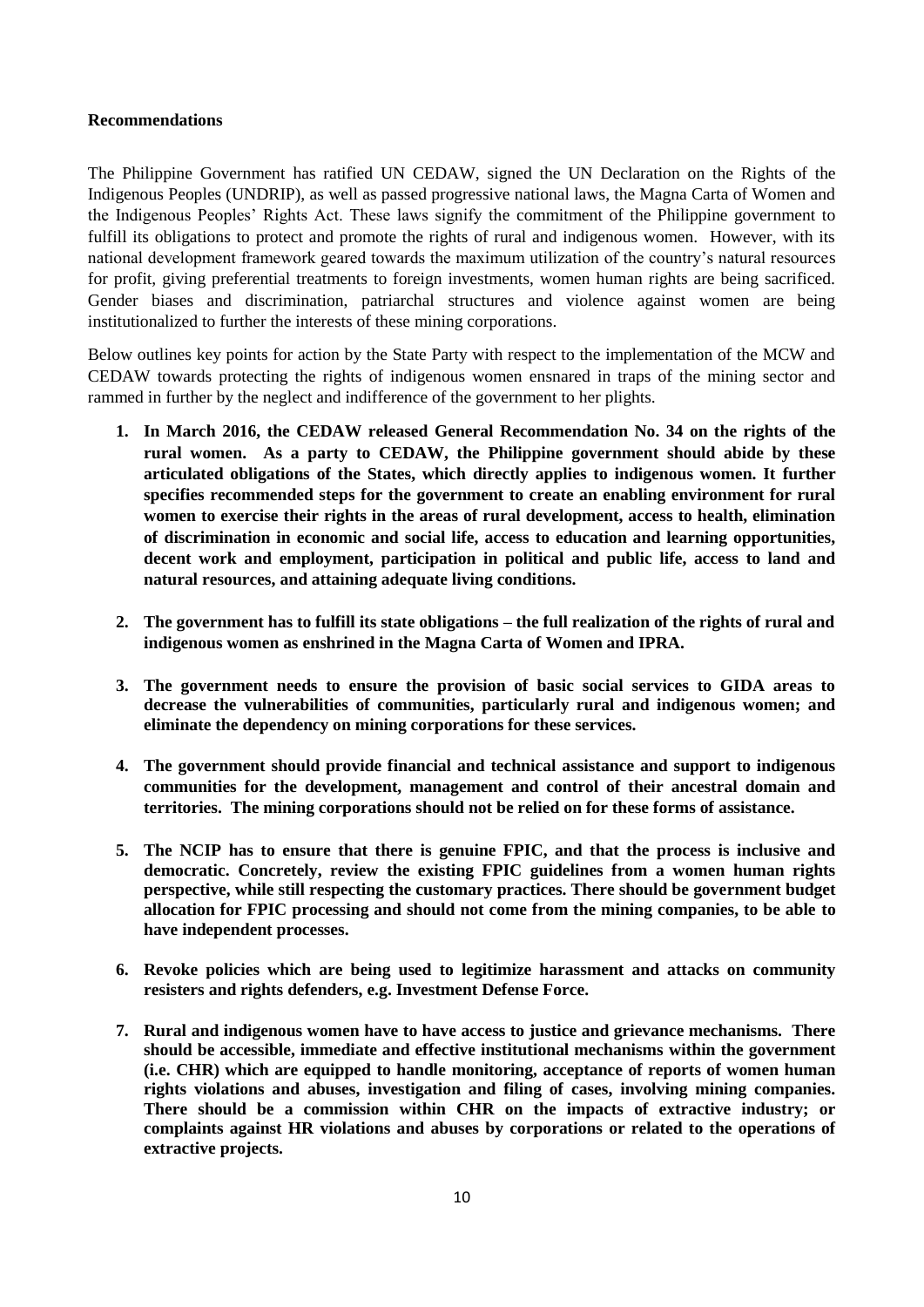**Recommendations**

The Philippine Government has ratified UN CEDAW, signed the UN Declaration on the Rights of the Indigenous Peoples (UNDRIP), as well as passed progressive national laws, the Magna Carta of Women and the Indigenous Peoples' Rights Act. These laws signify the commitment of the Philippine government to fulfill its obligations to protect and promote the rights of rural and indigenous women. However, with its national development framework geared towards the maximum utilization of the country's natural resources for profit, giving preferential treatments to foreign investments, women human rights are being sacrificed. Gender biases and discrimination, patriarchal structures and violence against women are being institutionalized to further the interests of these mining corporations.

Below outlines key points for action by the State Party with respect to the implementation of the MCW and CEDAW towards protecting the rights of indigenous women ensnared in traps of the mining sector and rammed in further by the neglect and indifference of the government to her plights.

1. **In March 2016, the CEDAW released General Recommendation No. 34 on the rights of the rural women. As a party to CEDAW, the Philippine government should abide by these articulated obligations of the States, which directly applies to indigenous women. It further specifies recommended steps for the government to create an enabling environment for rural women to exercise their rights in the areas of rural development, access to health, elimination of discrimination in economic and social life, access to education and learning opportunities, decent work and employment, participation in political and public life, access to land and natural resources, and attaining adequate living conditions.**

2. **The government has to fulfill its state obligations – the full realization of the rights of rural and indigenous women as enshrined in the Magna Carta of Women and IPRA.**

3. **The government needs to ensure the provision of basic social services to GIDA areas to decrease the vulnerabilities of communities, particularly rural and indigenous women; and eliminate the dependency on mining corporations for these services.**

4. **The government should provide financial and technical assistance and support to indigenous communities for the development, management and control of their ancestral domain and territories. The mining corporations should not be relied on for these forms of assistance.**

5. **The NCIP has to ensure that there is genuine FPIC, and that the process is inclusive and democratic. Concretely, review the existing FPIC guidelines from a women human rights perspective, while still respecting the customary practices. There should be government budget allocation for FPIC processing and should not come from the mining companies, to be able to have independent processes.**

6. **Revoke policies which are being used to legitimize harassment and attacks on community resisters and rights defenders, e.g. Investment Defense Force.**

7. **Rural and indigenous women have to have access to justice and grievance mechanisms. There should be accessible, immediate and effective institutional mechanisms within the government (i.e. CHR) which are equipped to handle monitoring, acceptance of reports of women human rights violations and abuses, investigation and filing of cases, involving mining companies. There should be a commission within CHR on the impacts of extractive industry; or complaints against HR violations and abuses by corporations or related to the operations of extractive projects.**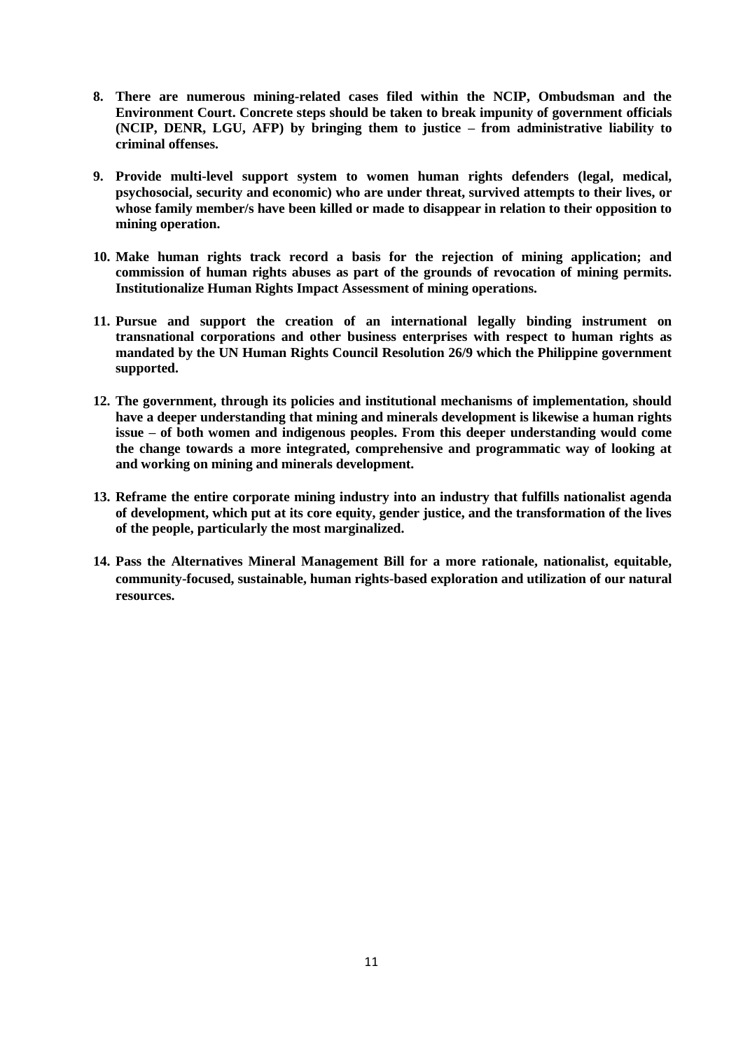8. **There are numerous mining-related cases filed within the NCIP, Ombudsman and the Environment Court. Concrete steps should be taken to break impunity of government officials (NCIP, DENR, LGU, AFP) by bringing them to justice – from administrative liability to criminal offenses.**

9. **Provide multi-level support system to women human rights defenders (legal, medical, psychosocial, security and economic) who are under threat, survived attempts to their lives, or whose family member/s have been killed or made to disappear in relation to their opposition to mining operation.**

10. **Make human rights track record a basis for the rejection of mining application; and commission of human rights abuses as part of the grounds of revocation of mining permits. Institutionalize Human Rights Impact Assessment of mining operations.**

11. **Pursue and support the creation of an international legally binding instrument on transnational corporations and other business enterprises with respect to human rights as mandated by the UN Human Rights Council Resolution 26/9 which the Philippine government supported.**

12. **The government, through its policies and institutional mechanisms of implementation, should have a deeper understanding that mining and minerals development is likewise a human rights issue – of both women and indigenous peoples. From this deeper understanding would come the change towards a more integrated, comprehensive and programmatic way of looking at and working on mining and minerals development.**

13. **Reframe the entire corporate mining industry into an industry that fulfills nationalist agenda of development, which put at its core equity, gender justice, and the transformation of the lives of the people, particularly the most marginalized.**

14. **Pass the Alternatives Mineral Management Bill for a more rationale, nationalist, equitable, community-focused, sustainable, human rights-based exploration and utilization of our natural resources.**